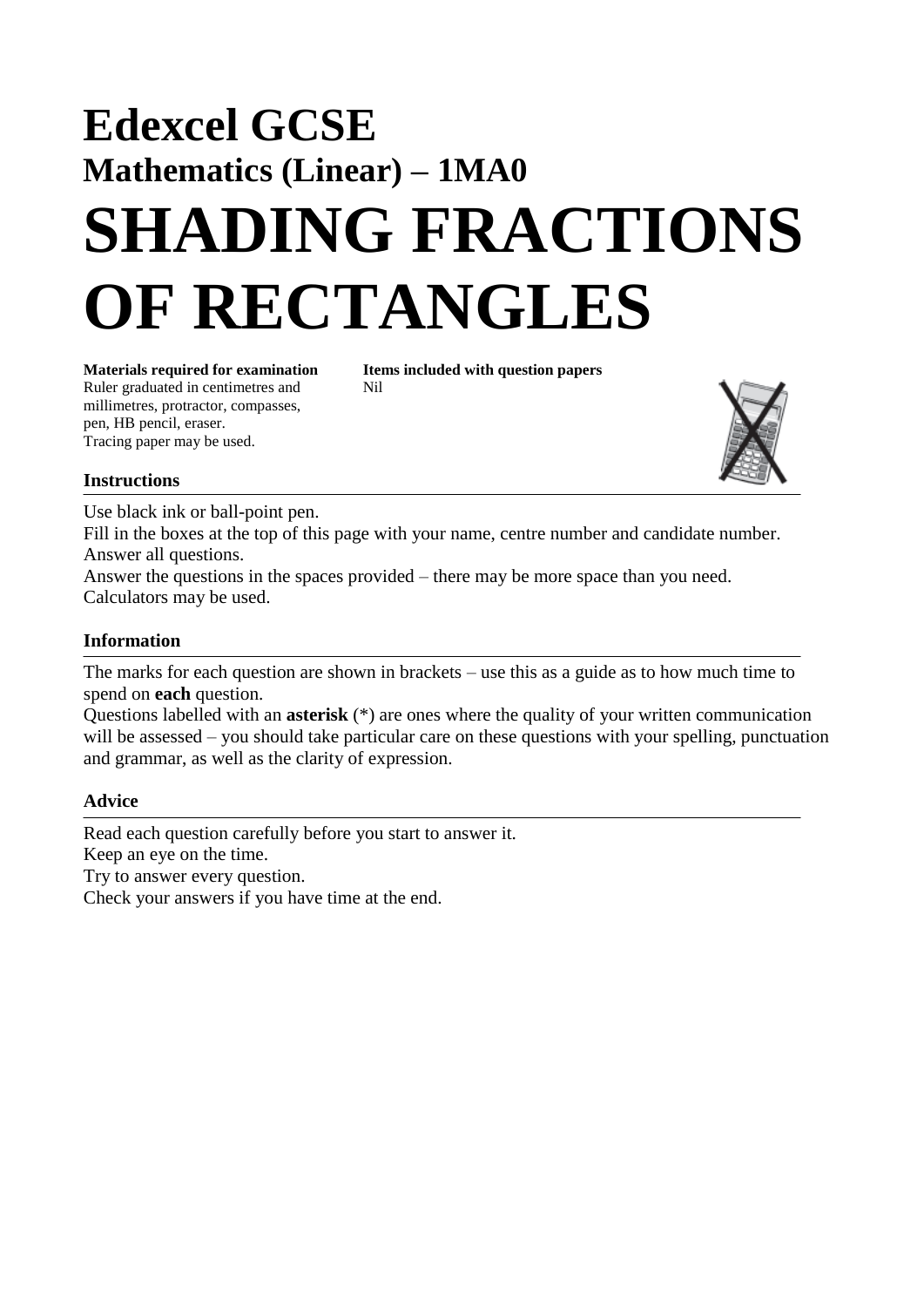# Edexcel GCSE

## Mathematics (Linear) – 1MA0

# SHADING FRACTIONS OF RECTANGLES

**Materials required for examination**
Ruler graduated in centimetres and millimetres, protractor, compasses, pen, HB pencil, eraser.
Tracing paper may be used.

**Items included with question papers**
Nil

### Instructions

Use black ink or ball-point pen.
Fill in the boxes at the top of this page with your name, centre number and candidate number.
Answer all questions.
Answer the questions in the spaces provided – there may be more space than you need.
Calculators may be used.

### Information

The marks for each question are shown in brackets – use this as a guide as to how much time to spend on **each** question.
Questions labelled with an **asterisk** (*) are ones where the quality of your written communication will be assessed – you should take particular care on these questions with your spelling, punctuation and grammar, as well as the clarity of expression.

### Advice

Read each question carefully before you start to answer it.
Keep an eye on the time.
Try to answer every question.
Check your answers if you have time at the end.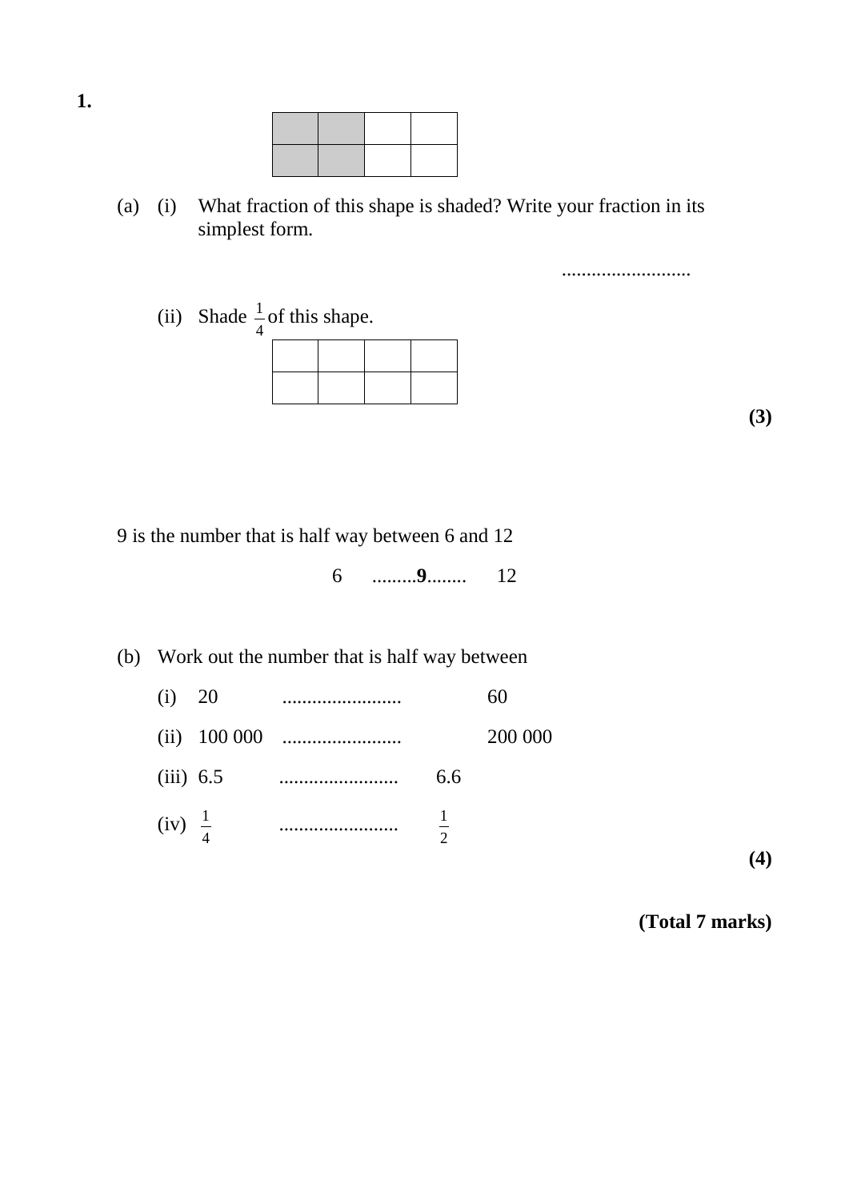**1.**

| | | | |
|---|---|---|---|
| ■ | ■ | | |
| ■ | ■ | | |

(a) (i) What fraction of this shape is shaded? Write your fraction in its simplest form.

..........................

(ii) Shade $\frac{1}{4}$ of this shape.

| | | | |
|---|---|---|---|
| | | | |
| | | | |

**(3)**

9 is the number that is half way between 6 and 12

6 .........**9**........ 12

(b) Work out the number that is half way between

(i) 20 ........................ 60

(ii) 100 000 ........................ 200 000

(iii) 6.5 ........................ 6.6

(iv) $\frac{1}{4}$ ........................ $\frac{1}{2}$

**(4)**

**(Total 7 marks)**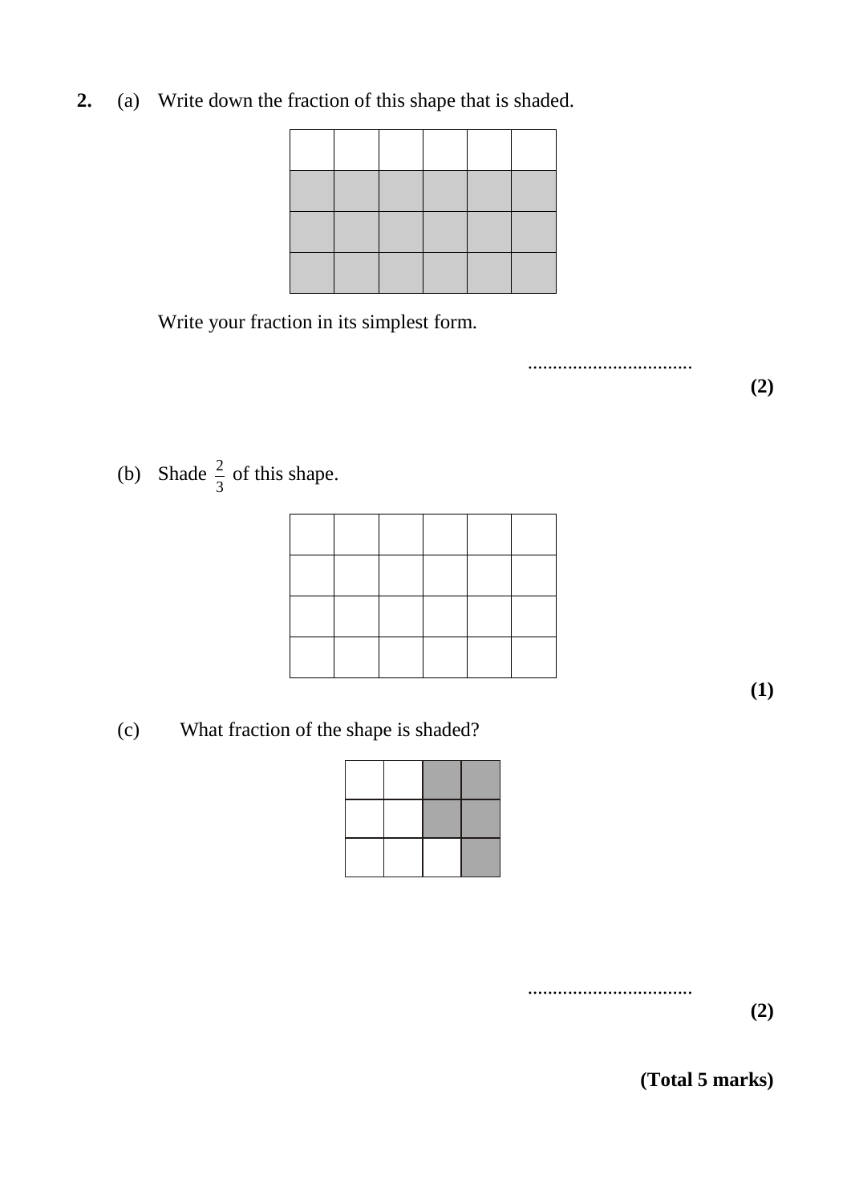**2.** (a) Write down the fraction of this shape that is shaded.

Write your fraction in its simplest form.

.................................

**(2)**

(b) Shade $\frac{2}{3}$ of this shape.

**(1)**

(c) What fraction of the shape is shaded?

.................................

**(2)**

**(Total 5 marks)**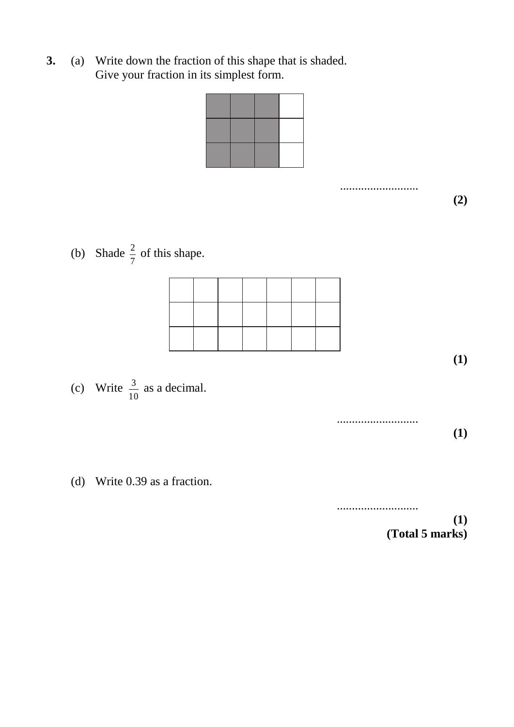**3.** (a) Write down the fraction of this shape that is shaded.
Give your fraction in its simplest form.

..........................
**(2)**

(b) Shade $\frac{2}{7}$ of this shape.

**(1)**

(c) Write $\frac{3}{10}$ as a decimal.

..........................
**(1)**

(d) Write 0.39 as a fraction.

..........................
**(1)**
**(Total 5 marks)**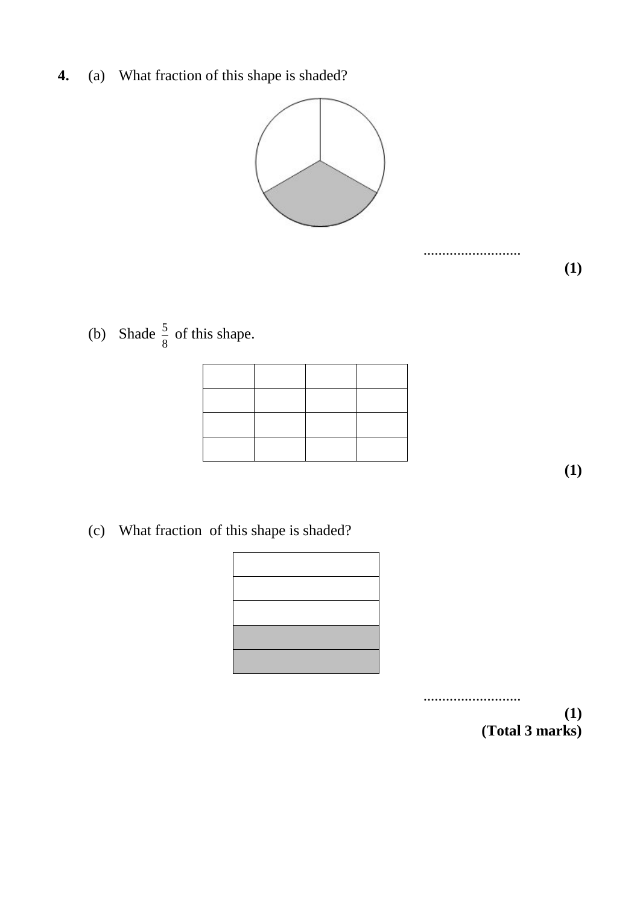**4.** (a) What fraction of this shape is shaded?

..........................

**(1)**

(b) Shade $\frac{5}{8}$ of this shape.

| | | | |
|---|---|---|---|
| | | | |
| | | | |
| | | | |

**(1)**

(c) What fraction of this shape is shaded?

..........................

**(1)**

**(Total 3 marks)**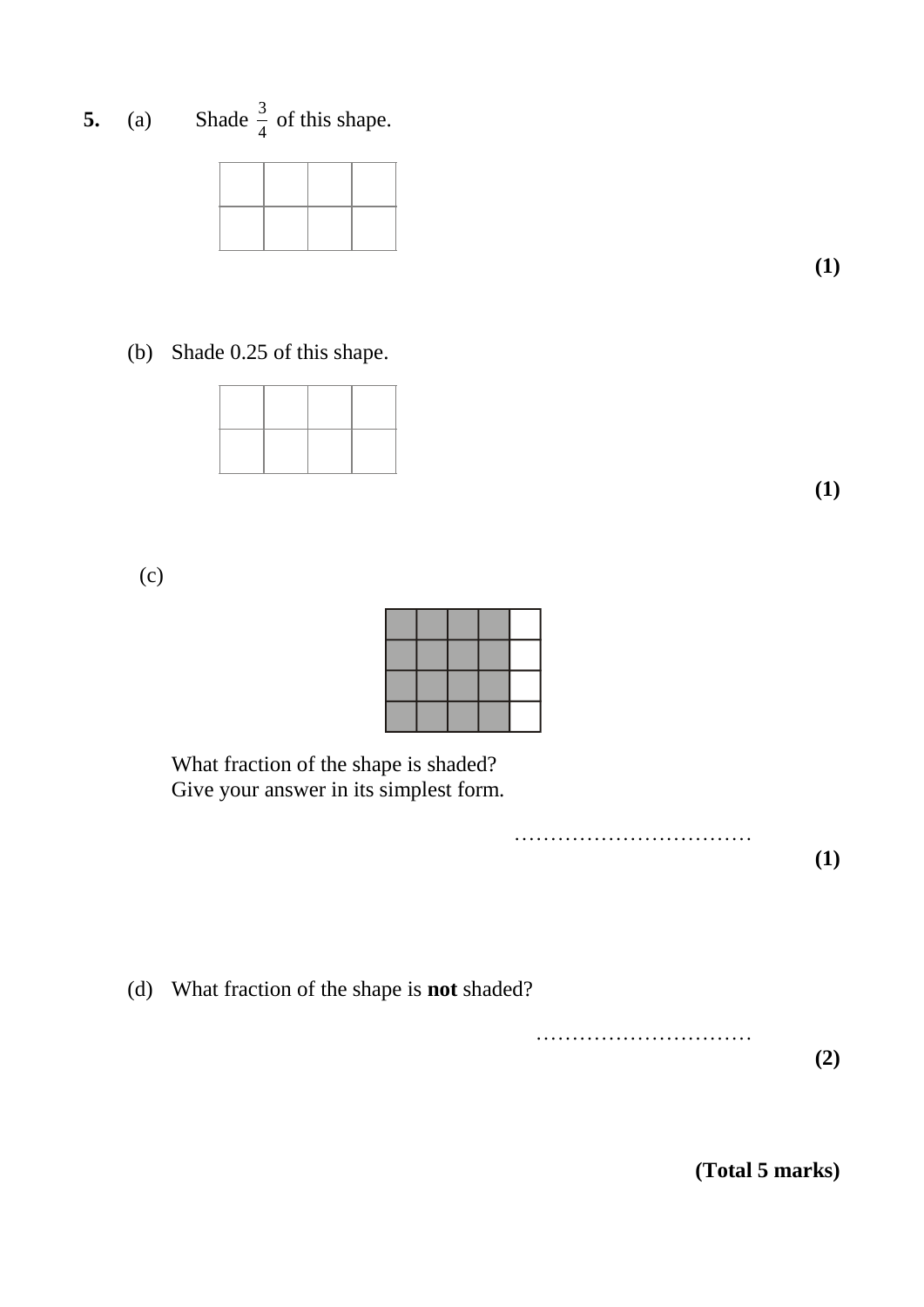**5.** (a) Shade $\frac{3}{4}$ of this shape.

| | | | |
|---|---|---|---|
| | | | |

**(1)**

(b) Shade 0.25 of this shape.

| | | | |
|---|---|---|---|
| | | | |

**(1)**

(c)

What fraction of the shape is shaded?
Give your answer in its simplest form.

……………………………

**(1)**

(d) What fraction of the shape is **not** shaded?

…………………………

**(2)**

**(Total 5 marks)**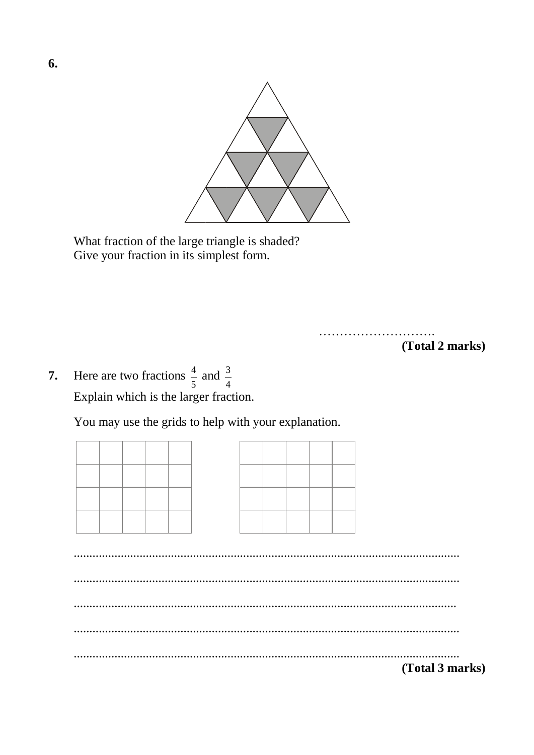**6.**

What fraction of the large triangle is shaded?
Give your fraction in its simplest form.

……………………….

**(Total 2 marks)**

**7.** Here are two fractions $\frac{4}{5}$ and $\frac{3}{4}$

Explain which is the larger fraction.

You may use the grids to help with your explanation.

| | | | | |
|---|---|---|---|---|
| | | | | |
| | | | | |
| | | | | |
| | | | | |

| | | | | |
|---|---|---|---|---|
| | | | | |
| | | | | |
| | | | | |
| | | | | |

..........................................................................................................................

..........................................................................................................................

..........................................................................................................................

..........................................................................................................................

..........................................................................................................................

**(Total 3 marks)**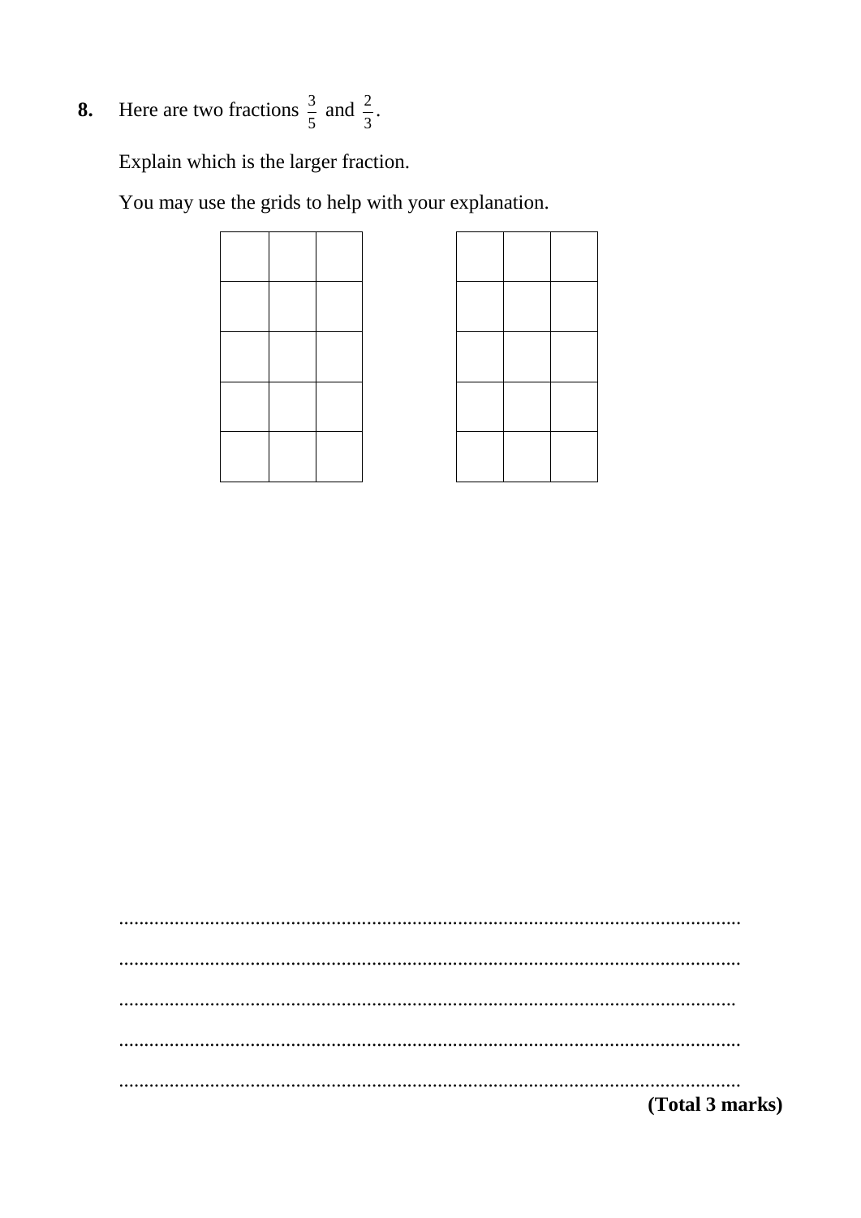**8.** Here are two fractions $\frac{3}{5}$ and $\frac{2}{3}$.

Explain which is the larger fraction.

You may use the grids to help with your explanation.

| | | |
|---|---|---|
| | | |
| | | |
| | | |
| | | |
| | | |

| | | |
|---|---|---|
| | | |
| | | |
| | | |
| | | |
| | | |

..........................................................................................................................

..........................................................................................................................

..........................................................................................................................

..........................................................................................................................

..........................................................................................................................

**(Total 3 marks)**